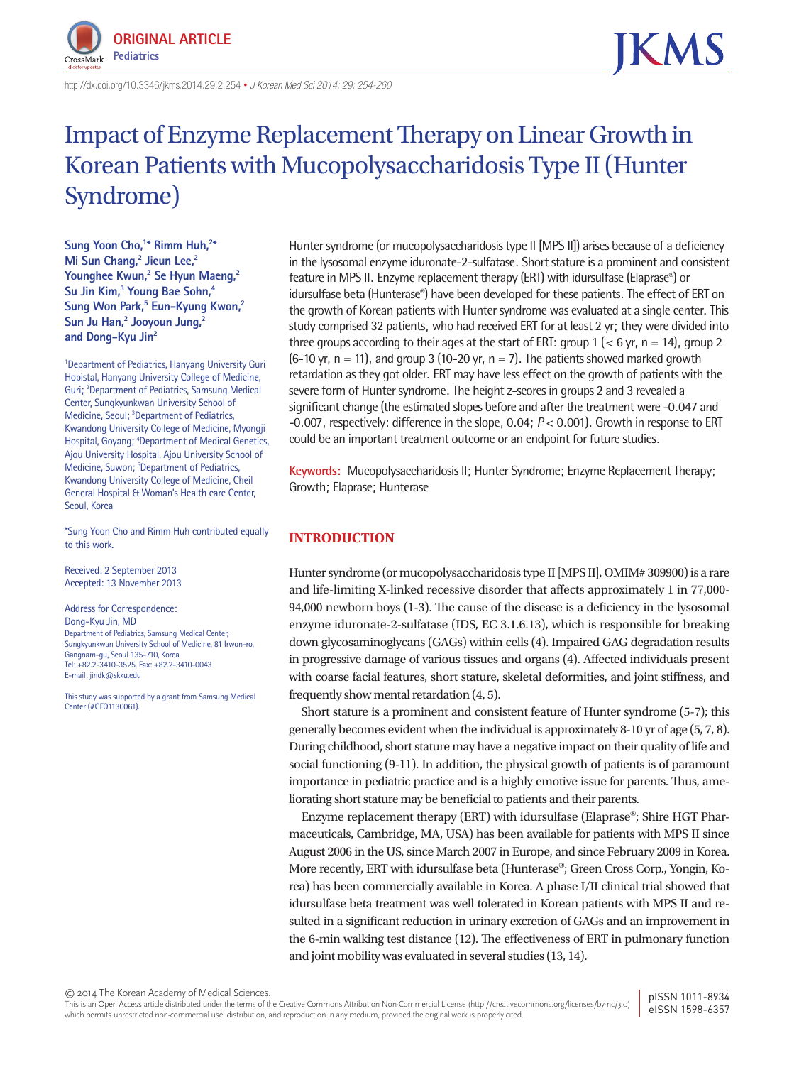ORIGINAL ARTICLE
Pediatrics

http://dx.doi.org/10.3346/jkms.2014.29.2.254 • J Korean Med Sci 2014; 29: 254-260

# Impact of Enzyme Replacement Therapy on Linear Growth in Korean Patients with Mucopolysaccharidosis Type II (Hunter Syndrome)

**Sung Yoon Cho,[1]* Rimm Huh,[2]* Mi Sun Chang,[2] Jieun Lee,[2] Younghee Kwun,[2] Se Hyun Maeng,[2] Su Jin Kim,[3] Young Bae Sohn,[4] Sung Won Park,[5] Eun-Kyung Kwon,[2] Sun Ju Han,[2] Jooyoun Jung,[2] and Dong-Kyu Jin[2]**

[1]Department of Pediatrics, Hanyang University Guri Hopistal, Hanyang University College of Medicine, Guri; [2]Department of Pediatrics, Samsung Medical Center, Sungkyunkwan University School of Medicine, Seoul; [3]Department of Pediatrics, Kwandong University College of Medicine, Myongji Hospital, Goyang; [4]Department of Medical Genetics, Ajou University Hospital, Ajou University School of Medicine, Suwon; [5]Department of Pediatrics, Kwandong University College of Medicine, Cheil General Hospital & Woman's Health care Center, Seoul, Korea

*Sung Yoon Cho and Rimm Huh contributed equally to this work.

Received: 2 September 2013
Accepted: 13 November 2013

Address for Correspondence:
Dong-Kyu Jin, MD
Department of Pediatrics, Samsung Medical Center, Sungkyunkwan University School of Medicine, 81 Irwon-ro, Gangnam-gu, Seoul 135-710, Korea
Tel: +82.2-3410-3525, Fax: +82.2-3410-0043
E-mail: jindk@skku.edu

This study was supported by a grant from Samsung Medical Center (#GFO1130061).

Hunter syndrome (or mucopolysaccharidosis type II [MPS II]) arises because of a deficiency in the lysosomal enzyme iduronate-2-sulfatase. Short stature is a prominent and consistent feature in MPS II. Enzyme replacement therapy (ERT) with idursulfase (Elaprase®) or idursulfase beta (Hunterase®) have been developed for these patients. The effect of ERT on the growth of Korean patients with Hunter syndrome was evaluated at a single center. This study comprised 32 patients, who had received ERT for at least 2 yr; they were divided into three groups according to their ages at the start of ERT: group 1 (< 6 yr, n = 14), group 2 (6-10 yr, n = 11), and group 3 (10-20 yr, n = 7). The patients showed marked growth retardation as they got older. ERT may have less effect on the growth of patients with the severe form of Hunter syndrome. The height z-scores in groups 2 and 3 revealed a significant change (the estimated slopes before and after the treatment were -0.047 and -0.007, respectively: difference in the slope, 0.04; $P < 0.001$). Growth in response to ERT could be an important treatment outcome or an endpoint for future studies.

**Keywords:** Mucopolysaccharidosis II; Hunter Syndrome; Enzyme Replacement Therapy; Growth; Elaprase; Hunterase

## INTRODUCTION

Hunter syndrome (or mucopolysaccharidosis type II [MPS II], OMIM# 309900) is a rare and life-limiting X-linked recessive disorder that affects approximately 1 in 77,000-94,000 newborn boys (1-3). The cause of the disease is a deficiency in the lysosomal enzyme iduronate-2-sulfatase (IDS, EC 3.1.6.13), which is responsible for breaking down glycosaminoglycans (GAGs) within cells (4). Impaired GAG degradation results in progressive damage of various tissues and organs (4). Affected individuals present with coarse facial features, short stature, skeletal deformities, and joint stiffness, and frequently show mental retardation (4, 5).

Short stature is a prominent and consistent feature of Hunter syndrome (5-7); this generally becomes evident when the individual is approximately 8-10 yr of age (5, 7, 8). During childhood, short stature may have a negative impact on their quality of life and social functioning (9-11). In addition, the physical growth of patients is of paramount importance in pediatric practice and is a highly emotive issue for parents. Thus, ameliorating short stature may be beneficial to patients and their parents.

Enzyme replacement therapy (ERT) with idursulfase (Elaprase®; Shire HGT Pharmaceuticals, Cambridge, MA, USA) has been available for patients with MPS II since August 2006 in the US, since March 2007 in Europe, and since February 2009 in Korea. More recently, ERT with idursulfase beta (Hunterase®; Green Cross Corp., Yongin, Korea) has been commercially available in Korea. A phase I/II clinical trial showed that idursulfase beta treatment was well tolerated in Korean patients with MPS II and resulted in a significant reduction in urinary excretion of GAGs and an improvement in the 6-min walking test distance (12). The effectiveness of ERT in pulmonary function and joint mobility was evaluated in several studies (13, 14).

© 2014 The Korean Academy of Medical Sciences.
This is an Open Access article distributed under the terms of the Creative Commons Attribution Non-Commercial License (http://creativecommons.org/licenses/by-nc/3.0) which permits unrestricted non-commercial use, distribution, and reproduction in any medium, provided the original work is properly cited.

pISSN 1011-8934
eISSN 1598-6357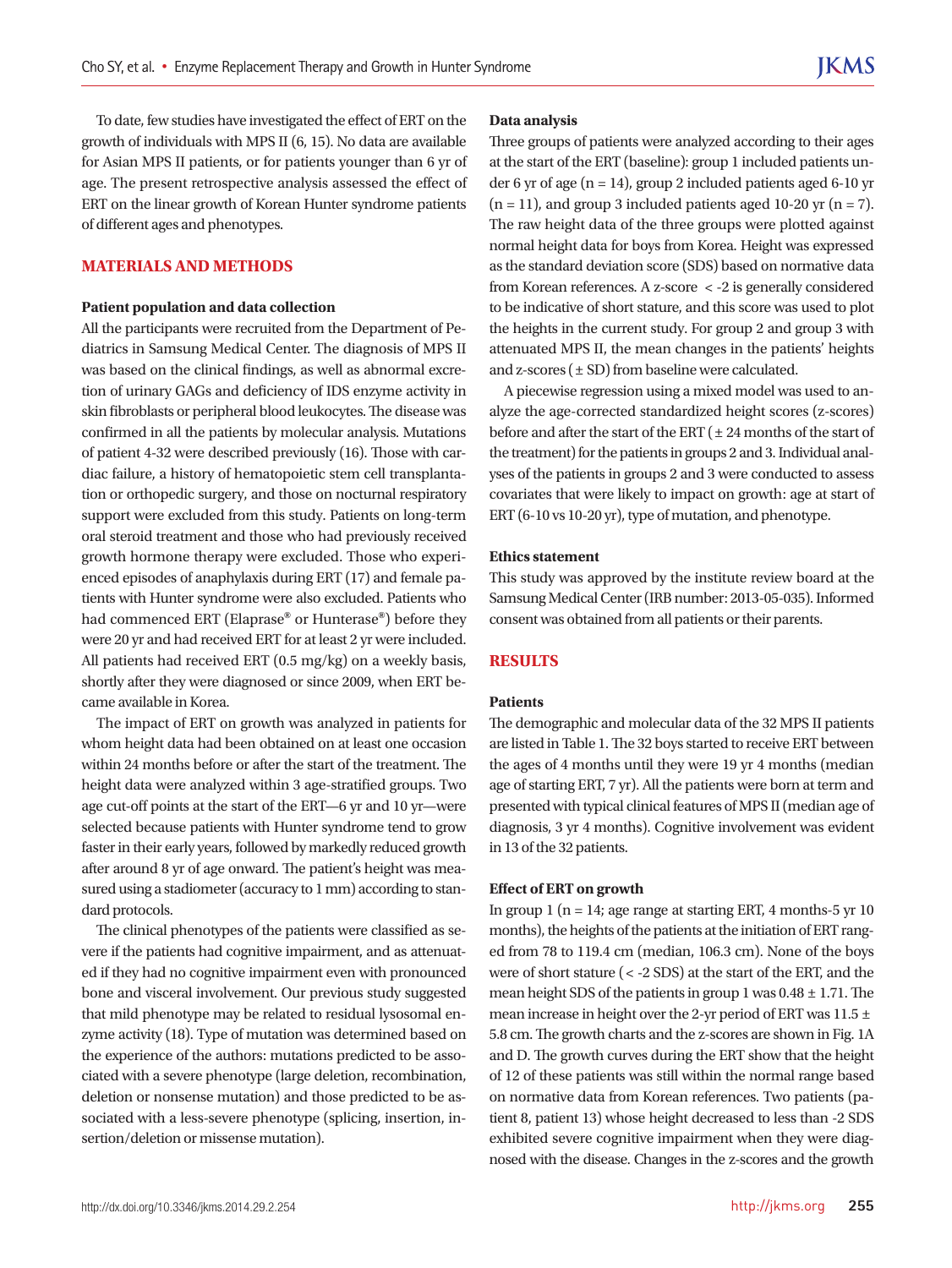To date, few studies have investigated the effect of ERT on the growth of individuals with MPS II (6, 15). No data are available for Asian MPS II patients, or for patients younger than 6 yr of age. The present retrospective analysis assessed the effect of ERT on the linear growth of Korean Hunter syndrome patients of different ages and phenotypes.

## MATERIALS AND METHODS

### Patient population and data collection

All the participants were recruited from the Department of Pediatrics in Samsung Medical Center. The diagnosis of MPS II was based on the clinical findings, as well as abnormal excretion of urinary GAGs and deficiency of IDS enzyme activity in skin fibroblasts or peripheral blood leukocytes. The disease was confirmed in all the patients by molecular analysis. Mutations of patient 4-32 were described previously (16). Those with cardiac failure, a history of hematopoietic stem cell transplantation or orthopedic surgery, and those on nocturnal respiratory support were excluded from this study. Patients on long-term oral steroid treatment and those who had previously received growth hormone therapy were excluded. Those who experienced episodes of anaphylaxis during ERT (17) and female patients with Hunter syndrome were also excluded. Patients who had commenced ERT (Elaprase® or Hunterase®) before they were 20 yr and had received ERT for at least 2 yr were included. All patients had received ERT (0.5 mg/kg) on a weekly basis, shortly after they were diagnosed or since 2009, when ERT became available in Korea.

The impact of ERT on growth was analyzed in patients for whom height data had been obtained on at least one occasion within 24 months before or after the start of the treatment. The height data were analyzed within 3 age-stratified groups. Two age cut-off points at the start of the ERT—6 yr and 10 yr—were selected because patients with Hunter syndrome tend to grow faster in their early years, followed by markedly reduced growth after around 8 yr of age onward. The patient's height was measured using a stadiometer (accuracy to 1 mm) according to standard protocols.

The clinical phenotypes of the patients were classified as severe if the patients had cognitive impairment, and as attenuated if they had no cognitive impairment even with pronounced bone and visceral involvement. Our previous study suggested that mild phenotype may be related to residual lysosomal enzyme activity (18). Type of mutation was determined based on the experience of the authors: mutations predicted to be associated with a severe phenotype (large deletion, recombination, deletion or nonsense mutation) and those predicted to be associated with a less-severe phenotype (splicing, insertion, insertion/deletion or missense mutation).

### Data analysis

Three groups of patients were analyzed according to their ages at the start of the ERT (baseline): group 1 included patients under 6 yr of age (n = 14), group 2 included patients aged 6-10 yr (n = 11), and group 3 included patients aged 10-20 yr (n = 7). The raw height data of the three groups were plotted against normal height data for boys from Korea. Height was expressed as the standard deviation score (SDS) based on normative data from Korean references. A z-score < -2 is generally considered to be indicative of short stature, and this score was used to plot the heights in the current study. For group 2 and group 3 with attenuated MPS II, the mean changes in the patients' heights and z-scores (± SD) from baseline were calculated.

A piecewise regression using a mixed model was used to analyze the age-corrected standardized height scores (z-scores) before and after the start of the ERT (± 24 months of the start of the treatment) for the patients in groups 2 and 3. Individual analyses of the patients in groups 2 and 3 were conducted to assess covariates that were likely to impact on growth: age at start of ERT (6-10 vs 10-20 yr), type of mutation, and phenotype.

### Ethics statement

This study was approved by the institute review board at the Samsung Medical Center (IRB number: 2013-05-035). Informed consent was obtained from all patients or their parents.

## RESULTS

### Patients

The demographic and molecular data of the 32 MPS II patients are listed in Table 1. The 32 boys started to receive ERT between the ages of 4 months until they were 19 yr 4 months (median age of starting ERT, 7 yr). All the patients were born at term and presented with typical clinical features of MPS II (median age of diagnosis, 3 yr 4 months). Cognitive involvement was evident in 13 of the 32 patients.

### Effect of ERT on growth

In group 1 (n = 14; age range at starting ERT, 4 months-5 yr 10 months), the heights of the patients at the initiation of ERT ranged from 78 to 119.4 cm (median, 106.3 cm). None of the boys were of short stature (< -2 SDS) at the start of the ERT, and the mean height SDS of the patients in group 1 was 0.48 ± 1.71. The mean increase in height over the 2-yr period of ERT was 11.5 ± 5.8 cm. The growth charts and the z-scores are shown in Fig. 1A and D. The growth curves during the ERT show that the height of 12 of these patients was still within the normal range based on normative data from Korean references. Two patients (patient 8, patient 13) whose height decreased to less than -2 SDS exhibited severe cognitive impairment when they were diagnosed with the disease. Changes in the z-scores and the growth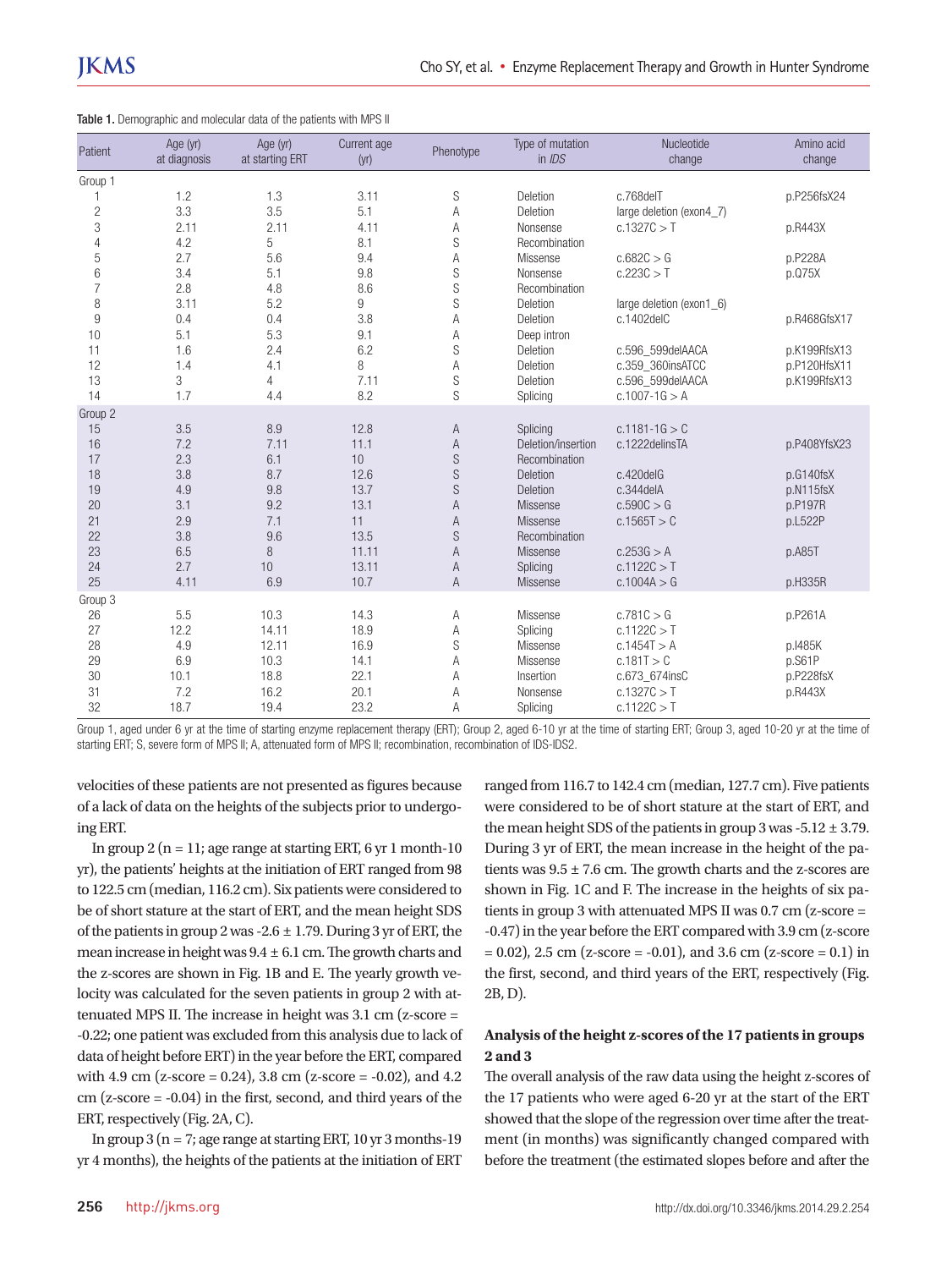**Table 1.** Demographic and molecular data of the patients with MPS II

| Patient | Age (yr) at diagnosis | Age (yr) at starting ERT | Current age (yr) | Phenotype | Type of mutation in *IDS* | Nucleotide change | Amino acid change |
|---|---|---|---|---|---|---|---|
| Group 1 | | | | | | | |
| 1 | 1.2 | 1.3 | 3.11 | S | Deletion | c.768delT | p.P256fsX24 |
| 2 | 3.3 | 3.5 | 5.1 | A | Deletion | large deletion (exon4_7) | |
| 3 | 2.11 | 2.11 | 4.11 | A | Nonsense | c.1327C > T | p.R443X |
| 4 | 4.2 | 5 | 8.1 | S | Recombination | | |
| 5 | 2.7 | 5.6 | 9.4 | A | Missense | c.682C > G | p.P228A |
| 6 | 3.4 | 5.1 | 9.8 | S | Nonsense | c.223C > T | p.Q75X |
| 7 | 2.8 | 4.8 | 8.6 | S | Recombination | | |
| 8 | 3.11 | 5.2 | 9 | S | Deletion | large deletion (exon1_6) | |
| 9 | 0.4 | 0.4 | 3.8 | A | Deletion | c.1402delC | p.R468GfsX17 |
| 10 | 5.1 | 5.3 | 9.1 | A | Deep intron | | |
| 11 | 1.6 | 2.4 | 6.2 | S | Deletion | c.596_599delAACA | p.K199RfsX13 |
| 12 | 1.4 | 4.1 | 8 | A | Deletion | c.359_360insATCC | p.P120HfsX11 |
| 13 | 3 | 4 | 7.11 | S | Deletion | c.596_599delAACA | p.K199RfsX13 |
| 14 | 1.7 | 4.4 | 8.2 | S | Splicing | c.1007-1G > A | |
| Group 2 | | | | | | | |
| 15 | 3.5 | 8.9 | 12.8 | A | Splicing | c.1181-1G > C | |
| 16 | 7.2 | 7.11 | 11.1 | A | Deletion/insertion | c.1222delinsTA | p.P408YfsX23 |
| 17 | 2.3 | 6.1 | 10 | S | Recombination | | |
| 18 | 3.8 | 8.7 | 12.6 | S | Deletion | c.420delG | p.G140fsX |
| 19 | 4.9 | 9.8 | 13.7 | S | Deletion | c.344delA | p.N115fsX |
| 20 | 3.1 | 9.2 | 13.1 | A | Missense | c.590C > G | p.P197R |
| 21 | 2.9 | 7.1 | 11 | A | Missense | c.1565T > C | p.L522P |
| 22 | 3.8 | 9.6 | 13.5 | S | Recombination | | |
| 23 | 6.5 | 8 | 11.11 | A | Missense | c.253G > A | p.A85T |
| 24 | 2.7 | 10 | 13.11 | A | Splicing | c.1122C > T | |
| 25 | 4.11 | 6.9 | 10.7 | A | Missense | c.1004A > G | p.H335R |
| Group 3 | | | | | | | |
| 26 | 5.5 | 10.3 | 14.3 | A | Missense | c.781C > G | p.P261A |
| 27 | 12.2 | 14.11 | 18.9 | A | Splicing | c.1122C > T | |
| 28 | 4.9 | 12.11 | 16.9 | S | Missense | c.1454T > A | p.I485K |
| 29 | 6.9 | 10.3 | 14.1 | A | Missense | c.181T > C | p.S61P |
| 30 | 10.1 | 18.8 | 22.1 | A | Insertion | c.673_674insC | p.P228fsX |
| 31 | 7.2 | 16.2 | 20.1 | A | Nonsense | c.1327C > T | p.R443X |
| 32 | 18.7 | 19.4 | 23.2 | A | Splicing | c.1122C > T | |

Group 1, aged under 6 yr at the time of starting enzyme replacement therapy (ERT); Group 2, aged 6-10 yr at the time of starting ERT; Group 3, aged 10-20 yr at the time of starting ERT; S, severe form of MPS II; A, attenuated form of MPS II; recombination, recombination of IDS-IDS2.

velocities of these patients are not presented as figures because of a lack of data on the heights of the subjects prior to undergoing ERT.

In group 2 (n = 11; age range at starting ERT, 6 yr 1 month-10 yr), the patients' heights at the initiation of ERT ranged from 98 to 122.5 cm (median, 116.2 cm). Six patients were considered to be of short stature at the start of ERT, and the mean height SDS of the patients in group 2 was -2.6 ± 1.79. During 3 yr of ERT, the mean increase in height was 9.4 ± 6.1 cm. The growth charts and the z-scores are shown in Fig. 1B and E. The yearly growth velocity was calculated for the seven patients in group 2 with attenuated MPS II. The increase in height was 3.1 cm (z-score = -0.22; one patient was excluded from this analysis due to lack of data of height before ERT) in the year before the ERT, compared with 4.9 cm (z-score = 0.24), 3.8 cm (z-score = -0.02), and 4.2 cm (z-score = -0.04) in the first, second, and third years of the ERT, respectively (Fig. 2A, C).

In group 3 (n = 7; age range at starting ERT, 10 yr 3 months-19 yr 4 months), the heights of the patients at the initiation of ERT ranged from 116.7 to 142.4 cm (median, 127.7 cm). Five patients were considered to be of short stature at the start of ERT, and the mean height SDS of the patients in group 3 was -5.12 ± 3.79. During 3 yr of ERT, the mean increase in the height of the patients was 9.5 ± 7.6 cm. The growth charts and the z-scores are shown in Fig. 1C and F. The increase in the heights of six patients in group 3 with attenuated MPS II was 0.7 cm (z-score = -0.47) in the year before the ERT compared with 3.9 cm (z-score = 0.02), 2.5 cm (z-score = -0.01), and 3.6 cm (z-score = 0.1) in the first, second, and third years of the ERT, respectively (Fig. 2B, D).

### Analysis of the height z-scores of the 17 patients in groups 2 and 3

The overall analysis of the raw data using the height z-scores of the 17 patients who were aged 6-20 yr at the start of the ERT showed that the slope of the regression over time after the treatment (in months) was significantly changed compared with before the treatment (the estimated slopes before and after the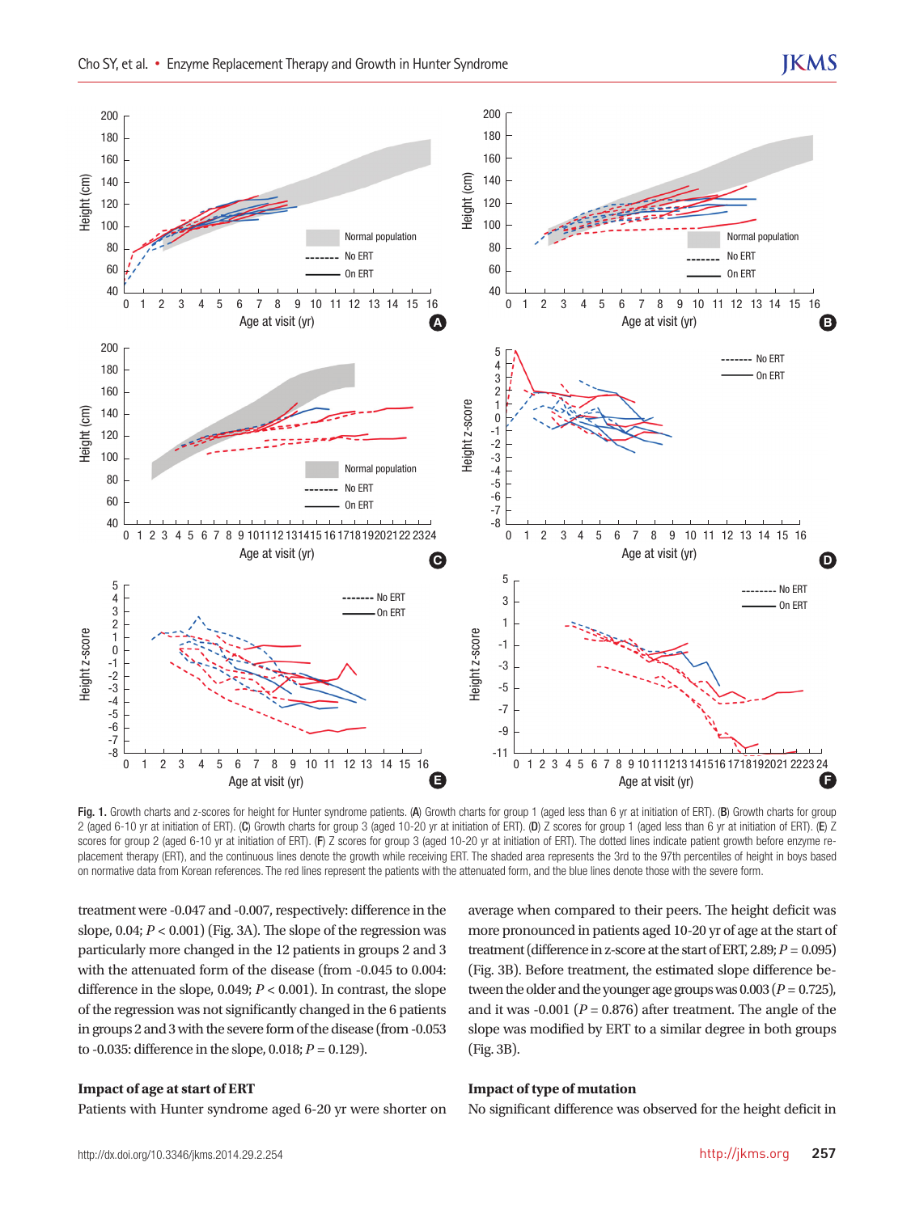**Fig. 1.** Growth charts and z-scores for height for Hunter syndrome patients. (**A**) Growth charts for group 1 (aged less than 6 yr at initiation of ERT). (**B**) Growth charts for group 2 (aged 6-10 yr at initiation of ERT). (**C**) Growth charts for group 3 (aged 10-20 yr at initiation of ERT). (**D**) Z scores for group 1 (aged less than 6 yr at initiation of ERT). (**E**) Z scores for group 2 (aged 6-10 yr at initiation of ERT). (**F**) Z scores for group 3 (aged 10-20 yr at initiation of ERT). The dotted lines indicate patient growth before enzyme replacement therapy (ERT), and the continuous lines denote the growth while receiving ERT. The shaded area represents the 3rd to the 97th percentiles of height in boys based on normative data from Korean references. The red lines represent the patients with the attenuated form, and the blue lines denote those with the severe form.

treatment were -0.047 and -0.007, respectively: difference in the slope, 0.04; $P < 0.001$) (Fig. 3A). The slope of the regression was particularly more changed in the 12 patients in groups 2 and 3 with the attenuated form of the disease (from -0.045 to 0.004: difference in the slope, 0.049; $P < 0.001$). In contrast, the slope of the regression was not significantly changed in the 6 patients in groups 2 and 3 with the severe form of the disease (from -0.053 to -0.035: difference in the slope, 0.018; $P = 0.129$).

### Impact of age at start of ERT

Patients with Hunter syndrome aged 6-20 yr were shorter on average when compared to their peers. The height deficit was more pronounced in patients aged 10-20 yr of age at the start of treatment (difference in z-score at the start of ERT, 2.89; $P = 0.095$) (Fig. 3B). Before treatment, the estimated slope difference between the older and the younger age groups was 0.003 ($P = 0.725$), and it was -0.001 ($P = 0.876$) after treatment. The angle of the slope was modified by ERT to a similar degree in both groups (Fig. 3B).

### Impact of type of mutation

No significant difference was observed for the height deficit in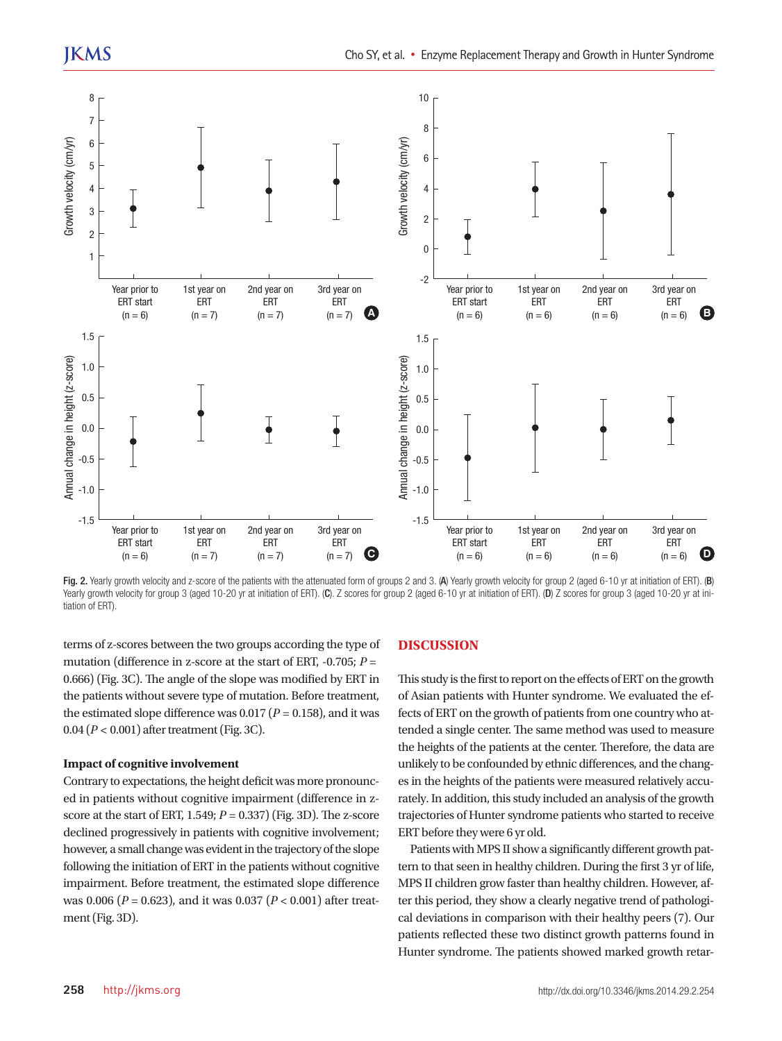Fig. 2. Yearly growth velocity and z-score of the patients with the attenuated form of groups 2 and 3. (**A**) Yearly growth velocity for group 2 (aged 6-10 yr at initiation of ERT). (**B**) Yearly growth velocity for group 3 (aged 10-20 yr at initiation of ERT). (**C**). Z scores for group 2 (aged 6-10 yr at initiation of ERT). (**D**) Z scores for group 3 (aged 10-20 yr at initiation of ERT).

terms of z-scores between the two groups according the type of mutation (difference in z-score at the start of ERT, -0.705; $P = 0.666$) (Fig. 3C). The angle of the slope was modified by ERT in the patients without severe type of mutation. Before treatment, the estimated slope difference was 0.017 ($P = 0.158$), and it was 0.04 ($P < 0.001$) after treatment (Fig. 3C).

### Impact of cognitive involvement

Contrary to expectations, the height deficit was more pronounced in patients without cognitive impairment (difference in z-score at the start of ERT, 1.549; $P = 0.337$) (Fig. 3D). The z-score declined progressively in patients with cognitive involvement; however, a small change was evident in the trajectory of the slope following the initiation of ERT in the patients without cognitive impairment. Before treatment, the estimated slope difference was 0.006 ($P = 0.623$), and it was 0.037 ($P < 0.001$) after treatment (Fig. 3D).

## DISCUSSION

This study is the first to report on the effects of ERT on the growth of Asian patients with Hunter syndrome. We evaluated the effects of ERT on the growth of patients from one country who attended a single center. The same method was used to measure the heights of the patients at the center. Therefore, the data are unlikely to be confounded by ethnic differences, and the changes in the heights of the patients were measured relatively accurately. In addition, this study included an analysis of the growth trajectories of Hunter syndrome patients who started to receive ERT before they were 6 yr old.

Patients with MPS II show a significantly different growth pattern to that seen in healthy children. During the first 3 yr of life, MPS II children grow faster than healthy children. However, after this period, they show a clearly negative trend of pathological deviations in comparison with their healthy peers (7). Our patients reflected these two distinct growth patterns found in Hunter syndrome. The patients showed marked growth retar-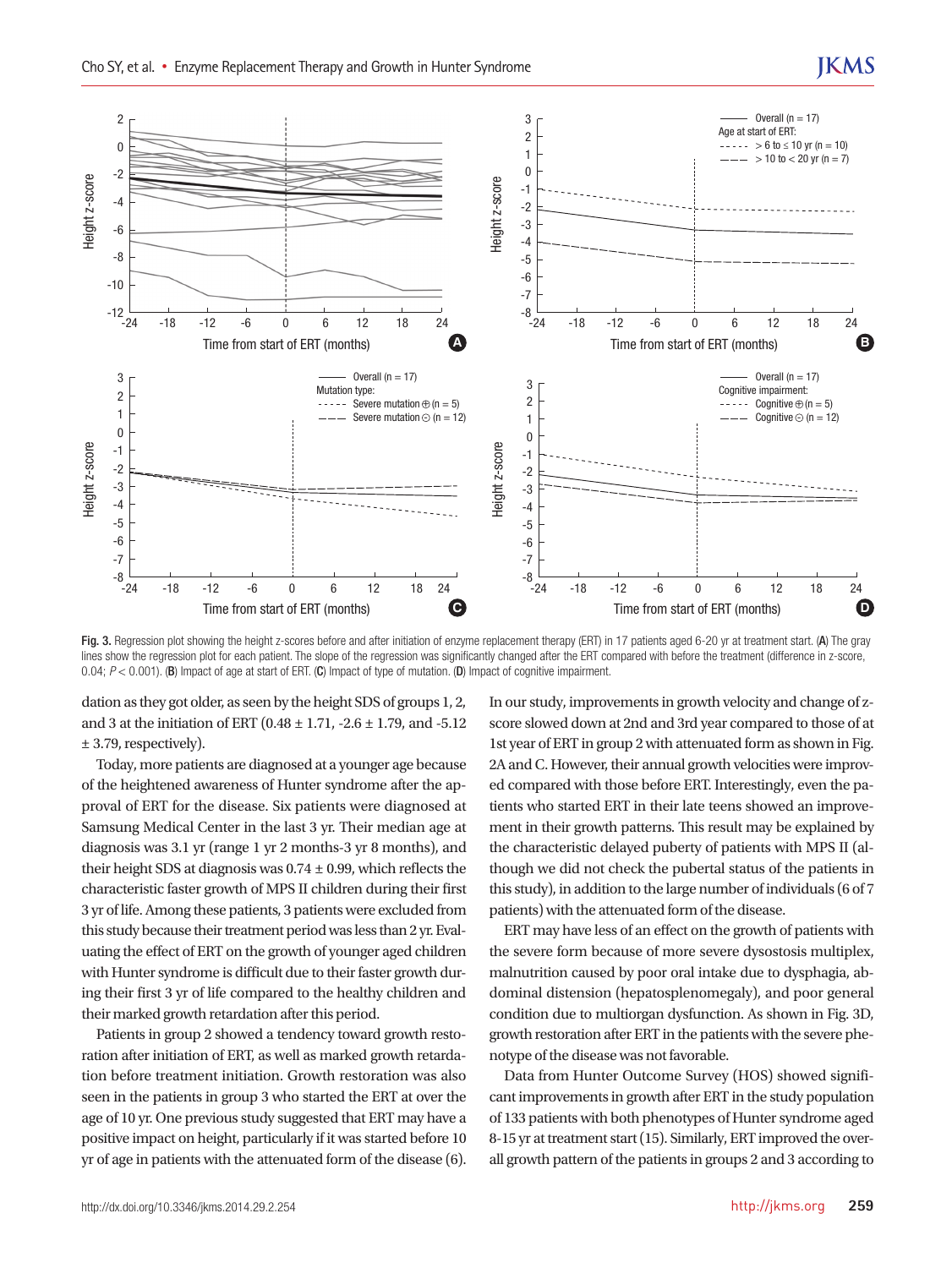Fig. 3. Regression plot showing the height z-scores before and after initiation of enzyme replacement therapy (ERT) in 17 patients aged 6-20 yr at treatment start. (**A**) The gray lines show the regression plot for each patient. The slope of the regression was significantly changed after the ERT compared with before the treatment (difference in z-score, 0.04; $P < 0.001$). (**B**) Impact of age at start of ERT. (**C**) Impact of type of mutation. (**D**) Impact of cognitive impairment.

dation as they got older, as seen by the height SDS of groups 1, 2, and 3 at the initiation of ERT (0.48 ± 1.71, -2.6 ± 1.79, and -5.12 ± 3.79, respectively).

Today, more patients are diagnosed at a younger age because of the heightened awareness of Hunter syndrome after the approval of ERT for the disease. Six patients were diagnosed at Samsung Medical Center in the last 3 yr. Their median age at diagnosis was 3.1 yr (range 1 yr 2 months-3 yr 8 months), and their height SDS at diagnosis was 0.74 ± 0.99, which reflects the characteristic faster growth of MPS II children during their first 3 yr of life. Among these patients, 3 patients were excluded from this study because their treatment period was less than 2 yr. Evaluating the effect of ERT on the growth of younger aged children with Hunter syndrome is difficult due to their faster growth during their first 3 yr of life compared to the healthy children and their marked growth retardation after this period.

Patients in group 2 showed a tendency toward growth restoration after initiation of ERT, as well as marked growth retardation before treatment initiation. Growth restoration was also seen in the patients in group 3 who started the ERT at over the age of 10 yr. One previous study suggested that ERT may have a positive impact on height, particularly if it was started before 10 yr of age in patients with the attenuated form of the disease (6). In our study, improvements in growth velocity and change of z-score slowed down at 2nd and 3rd year compared to those of at 1st year of ERT in group 2 with attenuated form as shown in Fig. 2A and C. However, their annual growth velocities were improved compared with those before ERT. Interestingly, even the patients who started ERT in their late teens showed an improvement in their growth patterns. This result may be explained by the characteristic delayed puberty of patients with MPS II (although we did not check the pubertal status of the patients in this study), in addition to the large number of individuals (6 of 7 patients) with the attenuated form of the disease.

ERT may have less of an effect on the growth of patients with the severe form because of more severe dysostosis multiplex, malnutrition caused by poor oral intake due to dysphagia, abdominal distension (hepatosplenomegaly), and poor general condition due to multiorgan dysfunction. As shown in Fig. 3D, growth restoration after ERT in the patients with the severe phenotype of the disease was not favorable.

Data from Hunter Outcome Survey (HOS) showed significant improvements in growth after ERT in the study population of 133 patients with both phenotypes of Hunter syndrome aged 8-15 yr at treatment start (15). Similarly, ERT improved the overall growth pattern of the patients in groups 2 and 3 according to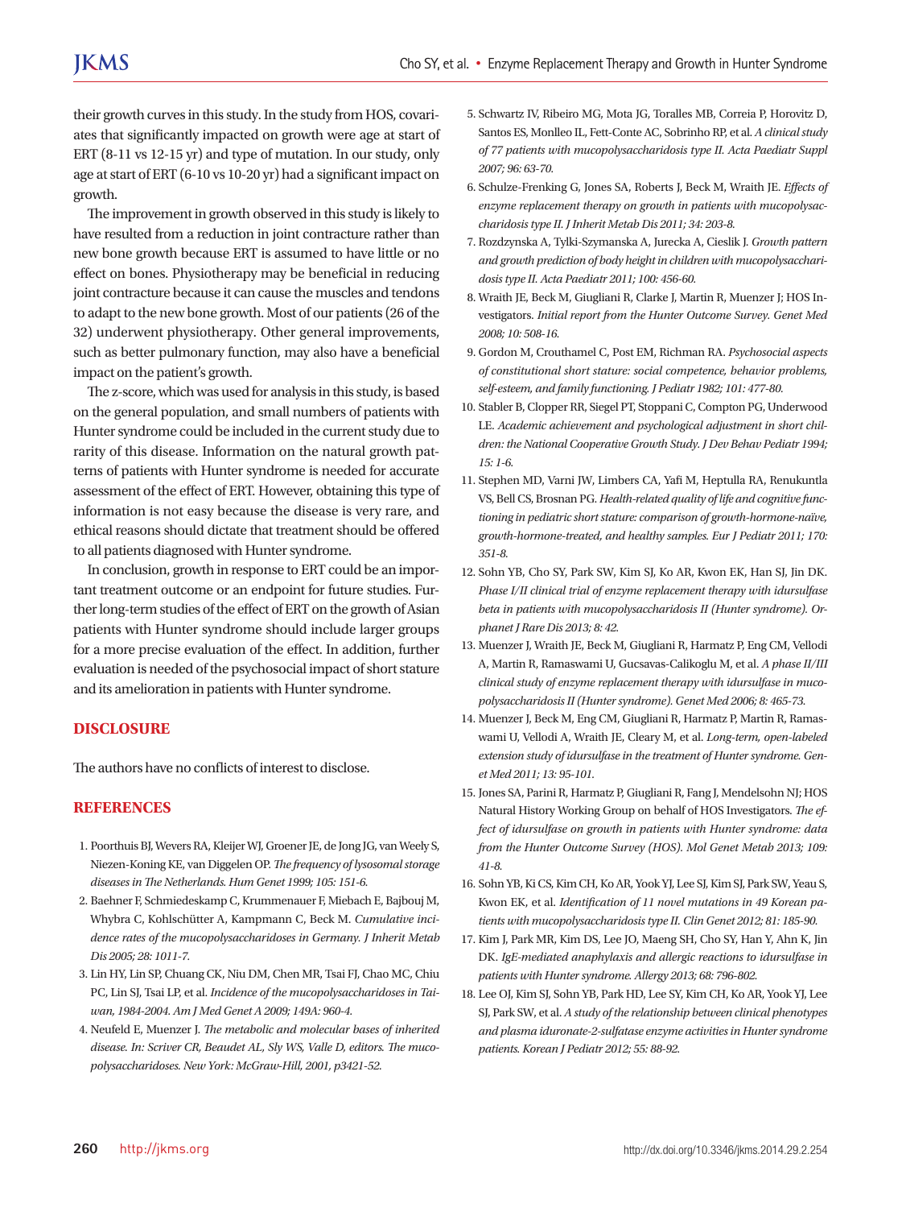their growth curves in this study. In the study from HOS, covariates that significantly impacted on growth were age at start of ERT (8-11 vs 12-15 yr) and type of mutation. In our study, only age at start of ERT (6-10 vs 10-20 yr) had a significant impact on growth.

The improvement in growth observed in this study is likely to have resulted from a reduction in joint contracture rather than new bone growth because ERT is assumed to have little or no effect on bones. Physiotherapy may be beneficial in reducing joint contracture because it can cause the muscles and tendons to adapt to the new bone growth. Most of our patients (26 of the 32) underwent physiotherapy. Other general improvements, such as better pulmonary function, may also have a beneficial impact on the patient's growth.

The z-score, which was used for analysis in this study, is based on the general population, and small numbers of patients with Hunter syndrome could be included in the current study due to rarity of this disease. Information on the natural growth patterns of patients with Hunter syndrome is needed for accurate assessment of the effect of ERT. However, obtaining this type of information is not easy because the disease is very rare, and ethical reasons should dictate that treatment should be offered to all patients diagnosed with Hunter syndrome.

In conclusion, growth in response to ERT could be an important treatment outcome or an endpoint for future studies. Further long-term studies of the effect of ERT on the growth of Asian patients with Hunter syndrome should include larger groups for a more precise evaluation of the effect. In addition, further evaluation is needed of the psychosocial impact of short stature and its amelioration in patients with Hunter syndrome.

## DISCLOSURE

The authors have no conflicts of interest to disclose.

## REFERENCES

1. Poorthuis BJ, Wevers RA, Kleijer WJ, Groener JE, de Jong JG, van Weely S, Niezen-Koning KE, van Diggelen OP. *The frequency of lysosomal storage diseases in The Netherlands. Hum Genet 1999; 105: 151-6.*
2. Baehner F, Schmiedeskamp C, Krummenauer F, Miebach E, Bajbouj M, Whybra C, Kohlschütter A, Kampmann C, Beck M. *Cumulative incidence rates of the mucopolysaccharidoses in Germany. J Inherit Metab Dis 2005; 28: 1011-7.*
3. Lin HY, Lin SP, Chuang CK, Niu DM, Chen MR, Tsai FJ, Chao MC, Chiu PC, Lin SJ, Tsai LP, et al. *Incidence of the mucopolysaccharidoses in Taiwan, 1984-2004. Am J Med Genet A 2009; 149A: 960-4.*
4. Neufeld E, Muenzer J. *The metabolic and molecular bases of inherited disease. In: Scriver CR, Beaudet AL, Sly WS, Valle D, editors. The mucopolysaccharidoses. New York: McGraw-Hill, 2001, p3421-52.*
5. Schwartz IV, Ribeiro MG, Mota JG, Toralles MB, Correia P, Horovitz D, Santos ES, Monlleo IL, Fett-Conte AC, Sobrinho RP, et al. *A clinical study of 77 patients with mucopolysaccharidosis type II. Acta Paediatr Suppl 2007; 96: 63-70.*
6. Schulze-Frenking G, Jones SA, Roberts J, Beck M, Wraith JE. *Effects of enzyme replacement therapy on growth in patients with mucopolysaccharidosis type II. J Inherit Metab Dis 2011; 34: 203-8.*
7. Rozdzynska A, Tylki-Szymanska A, Jurecka A, Cieslik J. *Growth pattern and growth prediction of body height in children with mucopolysaccharidosis type II. Acta Paediatr 2011; 100: 456-60.*
8. Wraith JE, Beck M, Giugliani R, Clarke J, Martin R, Muenzer J; HOS Investigators. *Initial report from the Hunter Outcome Survey. Genet Med 2008; 10: 508-16.*
9. Gordon M, Crouthamel C, Post EM, Richman RA. *Psychosocial aspects of constitutional short stature: social competence, behavior problems, self-esteem, and family functioning. J Pediatr 1982; 101: 477-80.*
10. Stabler B, Clopper RR, Siegel PT, Stoppani C, Compton PG, Underwood LE. *Academic achievement and psychological adjustment in short children: the National Cooperative Growth Study. J Dev Behav Pediatr 1994; 15: 1-6.*
11. Stephen MD, Varni JW, Limbers CA, Yafi M, Heptulla RA, Renukuntla VS, Bell CS, Brosnan PG. *Health-related quality of life and cognitive functioning in pediatric short stature: comparison of growth-hormone-naïve, growth-hormone-treated, and healthy samples. Eur J Pediatr 2011; 170: 351-8.*
12. Sohn YB, Cho SY, Park SW, Kim SJ, Ko AR, Kwon EK, Han SJ, Jin DK. *Phase I/II clinical trial of enzyme replacement therapy with idursulfase beta in patients with mucopolysaccharidosis II (Hunter syndrome). Orphanet J Rare Dis 2013; 8: 42.*
13. Muenzer J, Wraith JE, Beck M, Giugliani R, Harmatz P, Eng CM, Vellodi A, Martin R, Ramaswami U, Gucsavas-Calikoglu M, et al. *A phase II/III clinical study of enzyme replacement therapy with idursulfase in mucopolysaccharidosis II (Hunter syndrome). Genet Med 2006; 8: 465-73.*
14. Muenzer J, Beck M, Eng CM, Giugliani R, Harmatz P, Martin R, Ramaswami U, Vellodi A, Wraith JE, Cleary M, et al. *Long-term, open-labeled extension study of idursulfase in the treatment of Hunter syndrome. Genet Med 2011; 13: 95-101.*
15. Jones SA, Parini R, Harmatz P, Giugliani R, Fang J, Mendelsohn NJ; HOS Natural History Working Group on behalf of HOS Investigators. *The effect of idursulfase on growth in patients with Hunter syndrome: data from the Hunter Outcome Survey (HOS). Mol Genet Metab 2013; 109: 41-8.*
16. Sohn YB, Ki CS, Kim CH, Ko AR, Yook YJ, Lee SJ, Kim SJ, Park SW, Yeau S, Kwon EK, et al. *Identification of 11 novel mutations in 49 Korean patients with mucopolysaccharidosis type II. Clin Genet 2012; 81: 185-90.*
17. Kim J, Park MR, Kim DS, Lee JO, Maeng SH, Cho SY, Han Y, Ahn K, Jin DK. *IgE-mediated anaphylaxis and allergic reactions to idursulfase in patients with Hunter syndrome. Allergy 2013; 68: 796-802.*
18. Lee OJ, Kim SJ, Sohn YB, Park HD, Lee SY, Kim CH, Ko AR, Yook YJ, Lee SJ, Park SW, et al. *A study of the relationship between clinical phenotypes and plasma iduronate-2-sulfatase enzyme activities in Hunter syndrome patients. Korean J Pediatr 2012; 55: 88-92.*